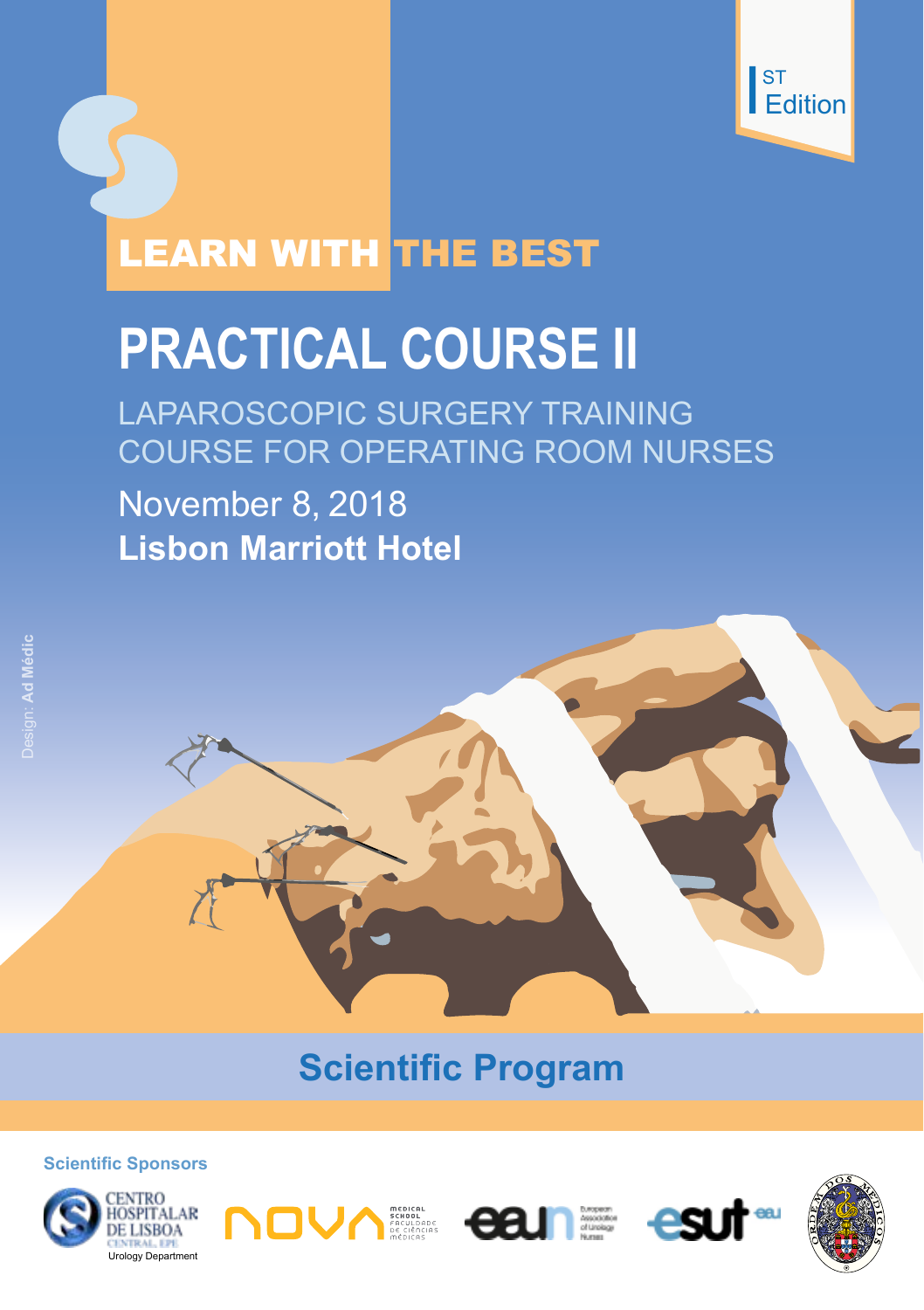ST Edition

LEARN WITH THE BEST

# PRACTICAL COURSE II

## LAPAROSCOPIC SURGERY TRAINING COURSE FOR OPERATING ROOM NURSES

November 8, 2018

**Lisbon Marriott Hotel**

Design: **Ad Médic**

## Scientific Program

**Scientific Sponsors**

Centro Hospitalar de Lisboa Central, EPE – Urology Department

NOVA Medical School – Faculdade de Ciências Médicas

eaun – European Association of Urology Nurses

esut – eau

Ordem dos Médicos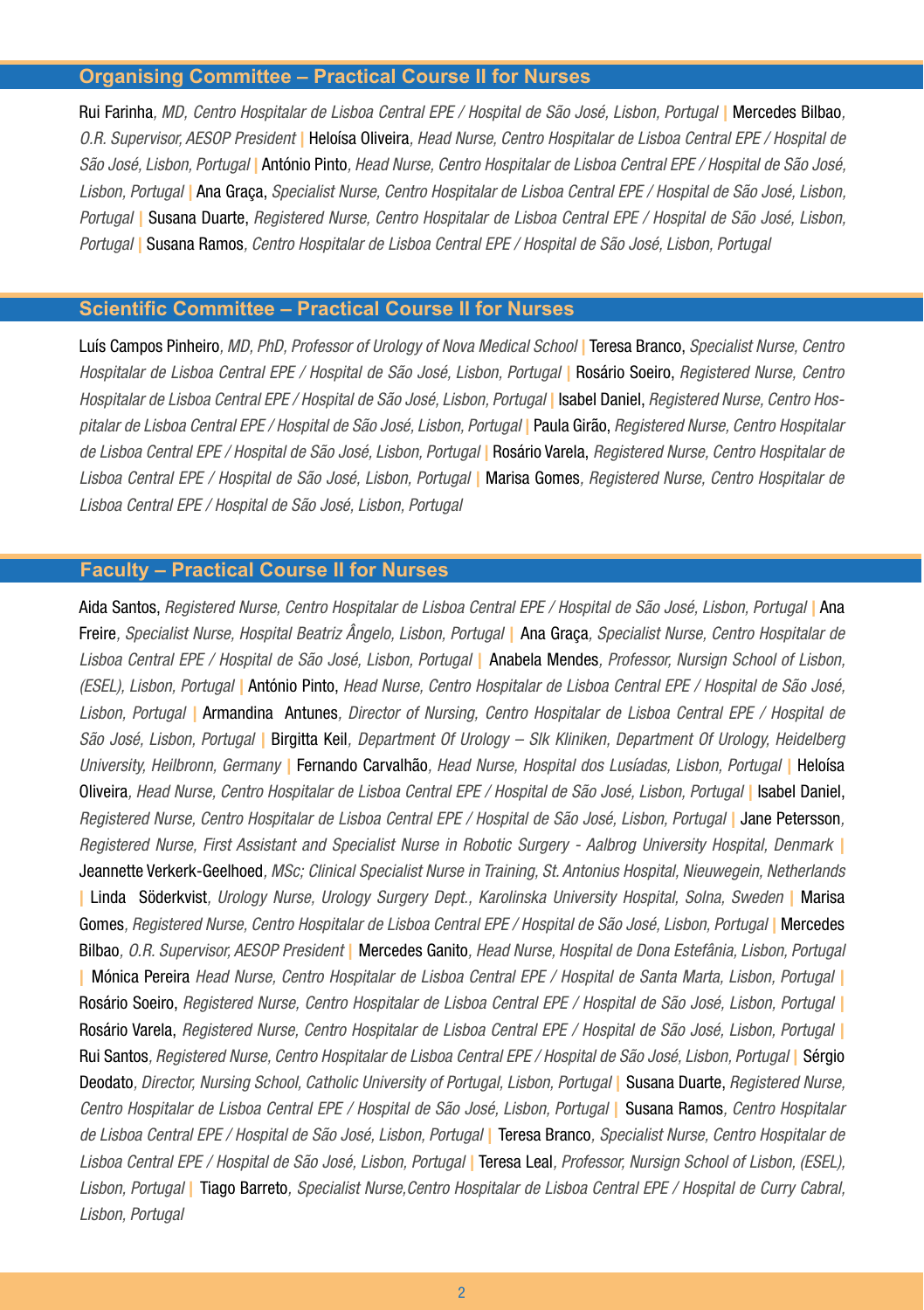## Organising Committee – Practical Course II for Nurses

Rui Farinha, *MD, Centro Hospitalar de Lisboa Central EPE / Hospital de São José, Lisbon, Portugal* | Mercedes Bilbao, *O.R. Supervisor, AESOP President* | Heloísa Oliveira, *Head Nurse, Centro Hospitalar de Lisboa Central EPE / Hospital de São José, Lisbon, Portugal* | António Pinto, *Head Nurse, Centro Hospitalar de Lisboa Central EPE / Hospital de São José, Lisbon, Portugal* | Ana Graça, *Specialist Nurse, Centro Hospitalar de Lisboa Central EPE / Hospital de São José, Lisbon, Portugal* | Susana Duarte, *Registered Nurse, Centro Hospitalar de Lisboa Central EPE / Hospital de São José, Lisbon, Portugal* | Susana Ramos, *Centro Hospitalar de Lisboa Central EPE / Hospital de São José, Lisbon, Portugal*

## Scientific Committee – Practical Course II for Nurses

Luís Campos Pinheiro, *MD, PhD, Professor of Urology of Nova Medical School* | Teresa Branco, *Specialist Nurse, Centro Hospitalar de Lisboa Central EPE / Hospital de São José, Lisbon, Portugal* | Rosário Soeiro, *Registered Nurse, Centro Hospitalar de Lisboa Central EPE / Hospital de São José, Lisbon, Portugal* | Isabel Daniel, *Registered Nurse, Centro Hospitalar de Lisboa Central EPE / Hospital de São José, Lisbon, Portugal* | Paula Girão, *Registered Nurse, Centro Hospitalar de Lisboa Central EPE / Hospital de São José, Lisbon, Portugal* | Rosário Varela, *Registered Nurse, Centro Hospitalar de Lisboa Central EPE / Hospital de São José, Lisbon, Portugal* | Marisa Gomes, *Registered Nurse, Centro Hospitalar de Lisboa Central EPE / Hospital de São José, Lisbon, Portugal*

## Faculty – Practical Course II for Nurses

Aida Santos, *Registered Nurse, Centro Hospitalar de Lisboa Central EPE / Hospital de São José, Lisbon, Portugal* | Ana Freire, *Specialist Nurse, Hospital Beatriz Ângelo, Lisbon, Portugal* | Ana Graça, *Specialist Nurse, Centro Hospitalar de Lisboa Central EPE / Hospital de São José, Lisbon, Portugal* | Anabela Mendes, *Professor, Nursign School of Lisbon, (ESEL), Lisbon, Portugal* | António Pinto, *Head Nurse, Centro Hospitalar de Lisboa Central EPE / Hospital de São José, Lisbon, Portugal* | Armandina Antunes, *Director of Nursing, Centro Hospitalar de Lisboa Central EPE / Hospital de São José, Lisbon, Portugal* | Birgitta Keil, *Department Of Urology – Slk Kliniken, Department Of Urology, Heidelberg University, Heilbronn, Germany* | Fernando Carvalhão, *Head Nurse, Hospital dos Lusíadas, Lisbon, Portugal* | Heloísa Oliveira, *Head Nurse, Centro Hospitalar de Lisboa Central EPE / Hospital de São José, Lisbon, Portugal* | Isabel Daniel, *Registered Nurse, Centro Hospitalar de Lisboa Central EPE / Hospital de São José, Lisbon, Portugal* | Jane Petersson, *Registered Nurse, First Assistant and Specialist Nurse in Robotic Surgery - Aalbrog University Hospital, Denmark* | Jeannette Verkerk-Geelhoed, *MSc; Clinical Specialist Nurse in Training, St. Antonius Hospital, Nieuwegein, Netherlands* | Linda Söderkvist, *Urology Nurse, Urology Surgery Dept., Karolinska University Hospital, Solna, Sweden* | Marisa Gomes, *Registered Nurse, Centro Hospitalar de Lisboa Central EPE / Hospital de São José, Lisbon, Portugal* | Mercedes Bilbao, *O.R. Supervisor, AESOP President* | Mercedes Ganito, *Head Nurse, Hospital de Dona Estefânia, Lisbon, Portugal* | Mónica Pereira *Head Nurse, Centro Hospitalar de Lisboa Central EPE / Hospital de Santa Marta, Lisbon, Portugal* | Rosário Soeiro, *Registered Nurse, Centro Hospitalar de Lisboa Central EPE / Hospital de São José, Lisbon, Portugal* | Rosário Varela, *Registered Nurse, Centro Hospitalar de Lisboa Central EPE / Hospital de São José, Lisbon, Portugal* | Rui Santos, *Registered Nurse, Centro Hospitalar de Lisboa Central EPE / Hospital de São José, Lisbon, Portugal* | Sérgio Deodato, *Director, Nursing School, Catholic University of Portugal, Lisbon, Portugal* | Susana Duarte, *Registered Nurse, Centro Hospitalar de Lisboa Central EPE / Hospital de São José, Lisbon, Portugal* | Susana Ramos, *Centro Hospitalar de Lisboa Central EPE / Hospital de São José, Lisbon, Portugal* | Teresa Branco, *Specialist Nurse, Centro Hospitalar de Lisboa Central EPE / Hospital de São José, Lisbon, Portugal* | Teresa Leal, *Professor, Nursign School of Lisbon, (ESEL), Lisbon, Portugal* | Tiago Barreto, *Specialist Nurse,Centro Hospitalar de Lisboa Central EPE / Hospital de Curry Cabral, Lisbon, Portugal*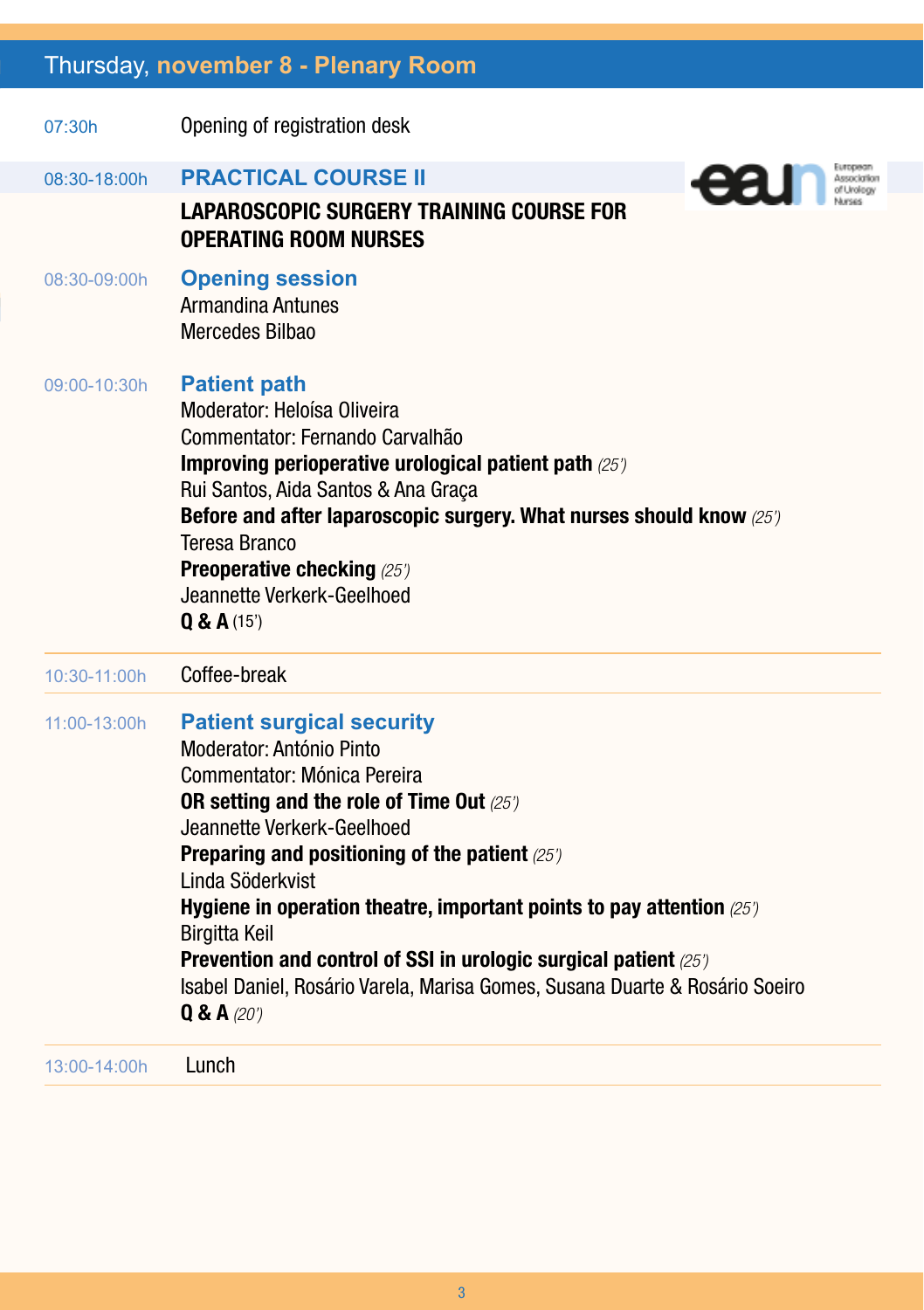## Thursday, november 8 - Plenary Room

07:30h — Opening of registration desk

08:30-18:00h — **PRACTICAL COURSE II**

**LAPAROSCOPIC SURGERY TRAINING COURSE FOR OPERATING ROOM NURSES**

08:30-09:00h — **Opening session**
Armandina Antunes
Mercedes Bilbao

09:00-10:30h — **Patient path**
Moderator: Heloísa Oliveira
Commentator: Fernando Carvalhão
**Improving perioperative urological patient path** *(25')*
Rui Santos, Aida Santos & Ana Graça
**Before and after laparoscopic surgery. What nurses should know** *(25')*
Teresa Branco
**Preoperative checking** *(25')*
Jeannette Verkerk-Geelhoed
**Q & A** (15')

10:30-11:00h — Coffee-break

11:00-13:00h — **Patient surgical security**
Moderator: António Pinto
Commentator: Mónica Pereira
**OR setting and the role of Time Out** *(25')*
Jeannette Verkerk-Geelhoed
**Preparing and positioning of the patient** *(25')*
Linda Söderkvist
**Hygiene in operation theatre, important points to pay attention** *(25')*
Birgitta Keil
**Prevention and control of SSI in urologic surgical patient** *(25')*
Isabel Daniel, Rosário Varela, Marisa Gomes, Susana Duarte & Rosário Soeiro
**Q & A** *(20')*

13:00-14:00h — Lunch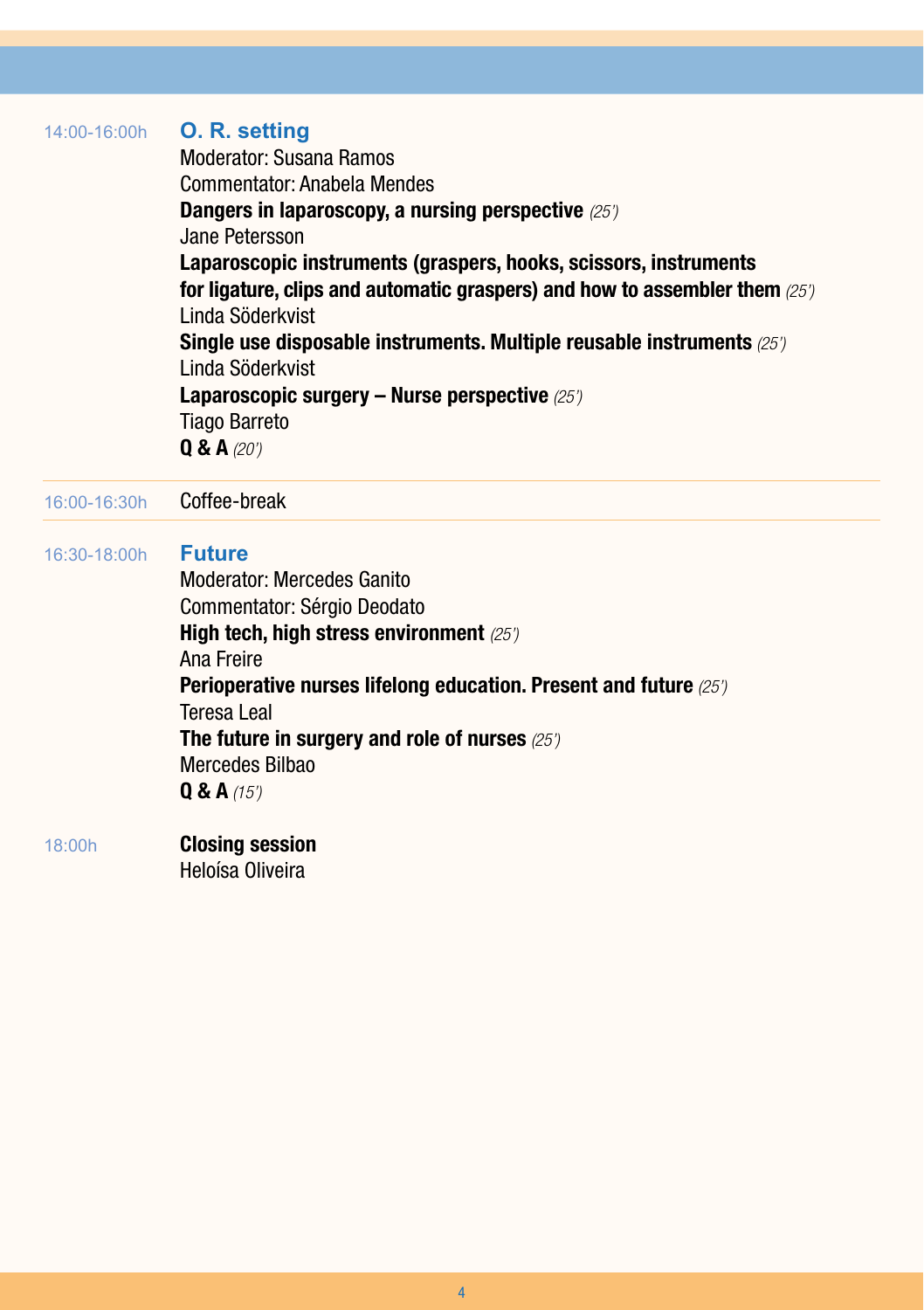14:00-16:00h **O. R. setting**

Moderator: Susana Ramos
Commentator: Anabela Mendes

**Dangers in laparoscopy, a nursing perspective** *(25')*
Jane Petersson

**Laparoscopic instruments (graspers, hooks, scissors, instruments for ligature, clips and automatic graspers) and how to assembler them** *(25')*
Linda Söderkvist

**Single use disposable instruments. Multiple reusable instruments** *(25')*
Linda Söderkvist

**Laparoscopic surgery – Nurse perspective** *(25')*
Tiago Barreto

**Q & A** *(20')*

---

16:00-16:30h Coffee-break

---

16:30-18:00h **Future**

Moderator: Mercedes Ganito
Commentator: Sérgio Deodato

**High tech, high stress environment** *(25')*
Ana Freire

**Perioperative nurses lifelong education. Present and future** *(25')*
Teresa Leal

**The future in surgery and role of nurses** *(25')*
Mercedes Bilbao

**Q & A** *(15')*

18:00h **Closing session**

Heloísa Oliveira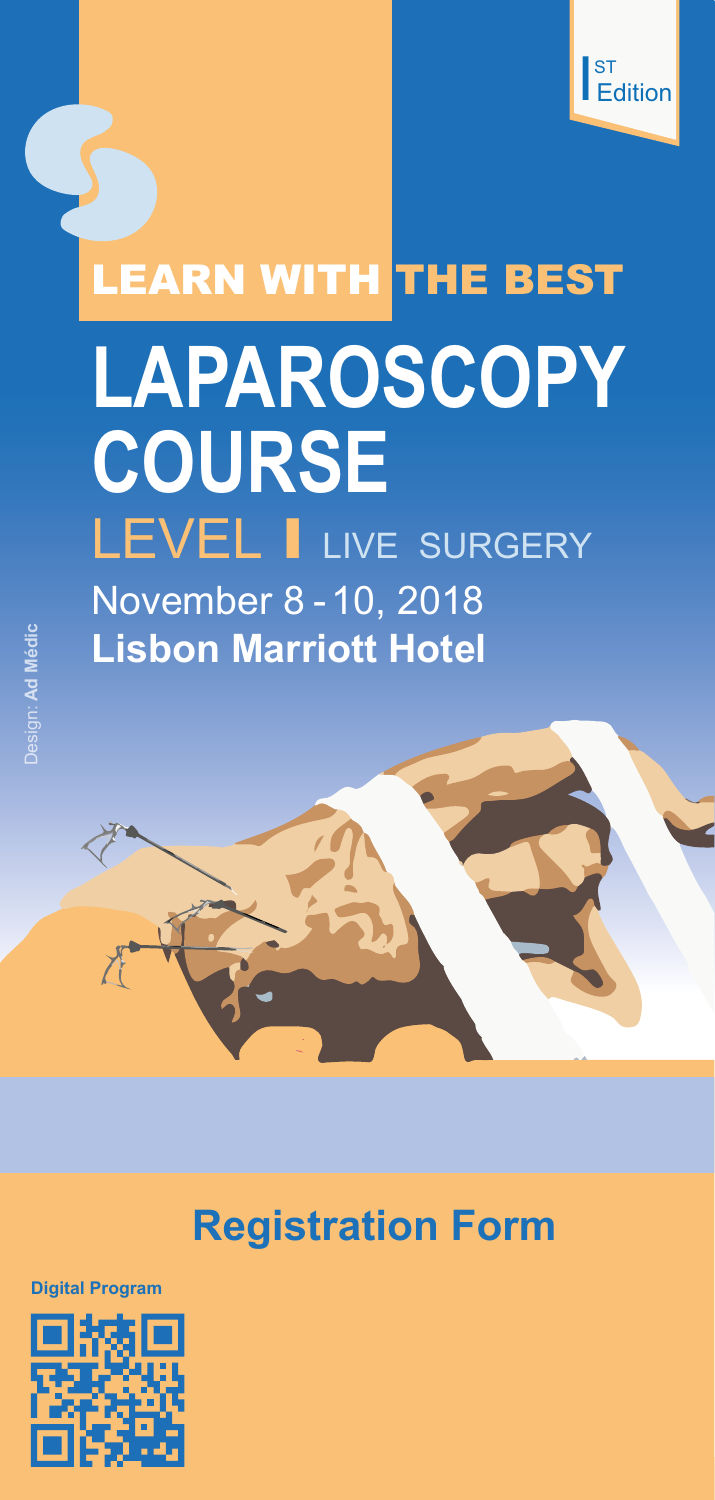I[ST] Edition

LEARN WITH THE BEST

# LAPAROSCOPY COURSE

## LEVEL I LIVE SURGERY

November 8 - 10, 2018

**Lisbon Marriott Hotel**

Design: **Ad Médic**

## Registration Form

**Digital Program**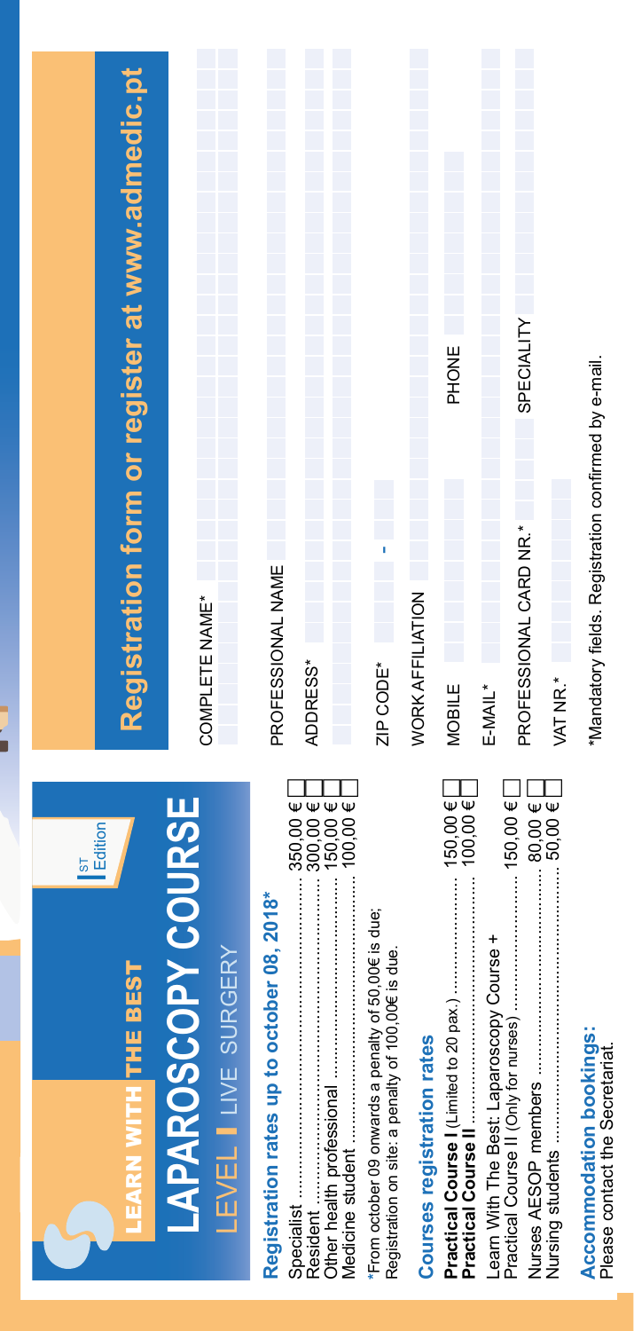# LEARN WITH THE BEST

1ST Edition

# LAPAROSCOPY COURSE

## LEVEL I LIVE SURGERY

### Registration rates up to october 08, 2018*

| | |
|---|---|
| Specialist | 350,00 € |
| Resident | 300,00 € |
| Other health professional | 150,00 € |
| Medicine student | 100,00 € |

*From october 09 onwards a penalty of 50,00€ is due; Registration on site: a penalty of 100,00€ is due.

### Courses registration rates

| | |
|---|---|
| **Practical Course I** (Limited to 20 pax.) | 150,00 € |
| **Practical Course II** | 100,00 € |
| Learn With The Best: Laparoscopy Course + Practical Course II (Only for nurses) | 150,00 € |
| Nurses AESOP members | 80,00 € |
| Nursing students | 50,00 € |

### Accommodation bookings:

Please contact the Secretariat.

## Registration form or register at www.admedic.pt

COMPLETE NAME*

PROFESSIONAL NAME

ADDRESS*

ZIP CODE* -

WORK AFFILIATION

MOBILE PHONE

E-MAIL*

PROFESSIONAL CARD NR.* SPECIALITY

VAT NR.*

*Mandatory fields. Registration confirmed by e-mail.